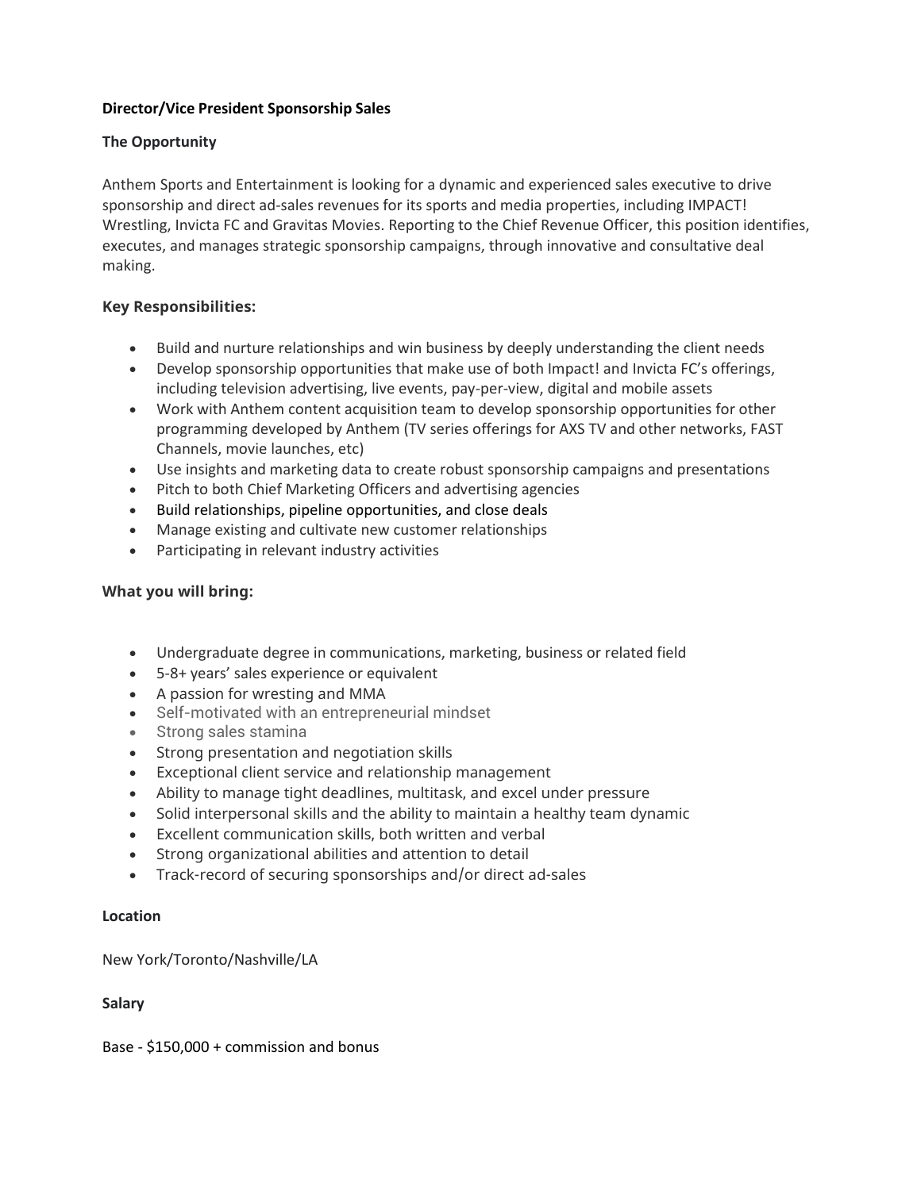**Director/Vice President Sponsorship Sales**

**The Opportunity**

Anthem Sports and Entertainment is looking for a dynamic and experienced sales executive to drive sponsorship and direct ad-sales revenues for its sports and media properties, including IMPACT! Wrestling, Invicta FC and Gravitas Movies. Reporting to the Chief Revenue Officer, this position identifies, executes, and manages strategic sponsorship campaigns, through innovative and consultative deal making.

**Key Responsibilities:**

- Build and nurture relationships and win business by deeply understanding the client needs
- Develop sponsorship opportunities that make use of both Impact! and Invicta FC's offerings, including television advertising, live events, pay-per-view, digital and mobile assets
- Work with Anthem content acquisition team to develop sponsorship opportunities for other programming developed by Anthem (TV series offerings for AXS TV and other networks, FAST Channels, movie launches, etc)
- Use insights and marketing data to create robust sponsorship campaigns and presentations
- Pitch to both Chief Marketing Officers and advertising agencies
- Build relationships, pipeline opportunities, and close deals
- Manage existing and cultivate new customer relationships
- Participating in relevant industry activities

**What you will bring:**

- Undergraduate degree in communications, marketing, business or related field
- 5-8+ years' sales experience or equivalent
- A passion for wresting and MMA
- Self-motivated with an entrepreneurial mindset
- Strong sales stamina
- Strong presentation and negotiation skills
- Exceptional client service and relationship management
- Ability to manage tight deadlines, multitask, and excel under pressure
- Solid interpersonal skills and the ability to maintain a healthy team dynamic
- Excellent communication skills, both written and verbal
- Strong organizational abilities and attention to detail
- Track-record of securing sponsorships and/or direct ad-sales

**Location**

New York/Toronto/Nashville/LA

**Salary**

Base - $150,000 + commission and bonus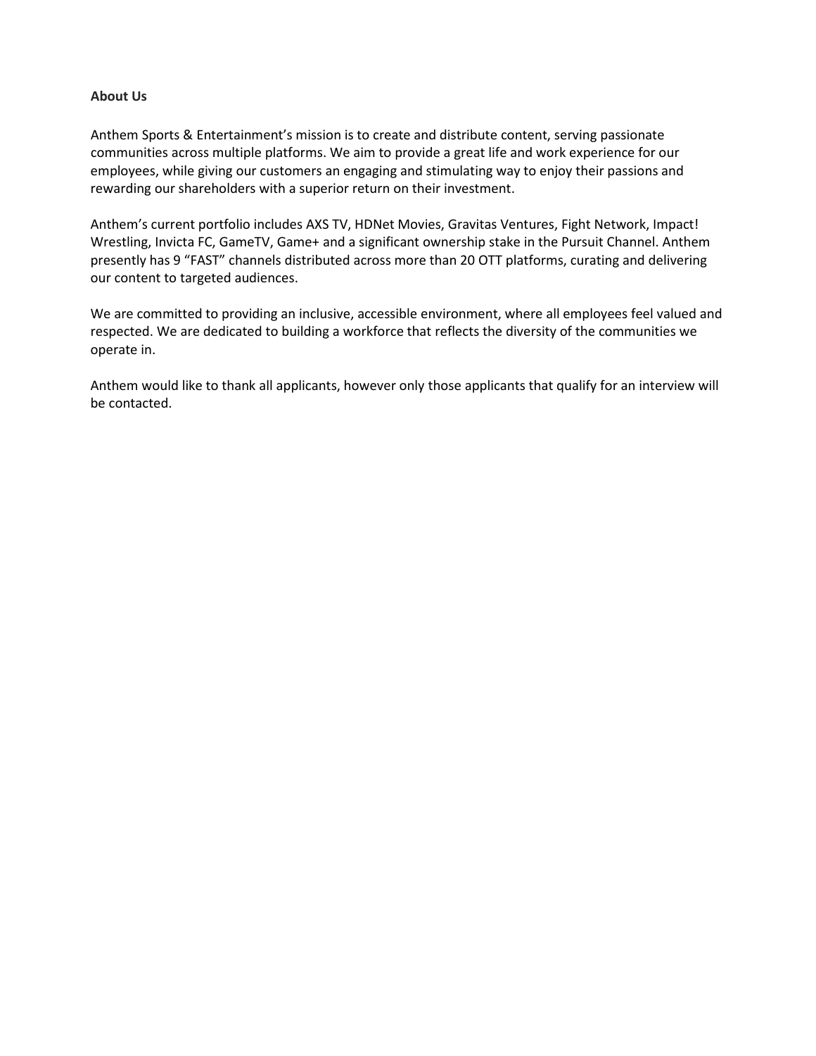**About Us**

Anthem Sports & Entertainment's mission is to create and distribute content, serving passionate communities across multiple platforms. We aim to provide a great life and work experience for our employees, while giving our customers an engaging and stimulating way to enjoy their passions and rewarding our shareholders with a superior return on their investment.

Anthem's current portfolio includes AXS TV, HDNet Movies, Gravitas Ventures, Fight Network, Impact! Wrestling, Invicta FC, GameTV, Game+ and a significant ownership stake in the Pursuit Channel. Anthem presently has 9 "FAST" channels distributed across more than 20 OTT platforms, curating and delivering our content to targeted audiences.

We are committed to providing an inclusive, accessible environment, where all employees feel valued and respected. We are dedicated to building a workforce that reflects the diversity of the communities we operate in.

Anthem would like to thank all applicants, however only those applicants that qualify for an interview will be contacted.